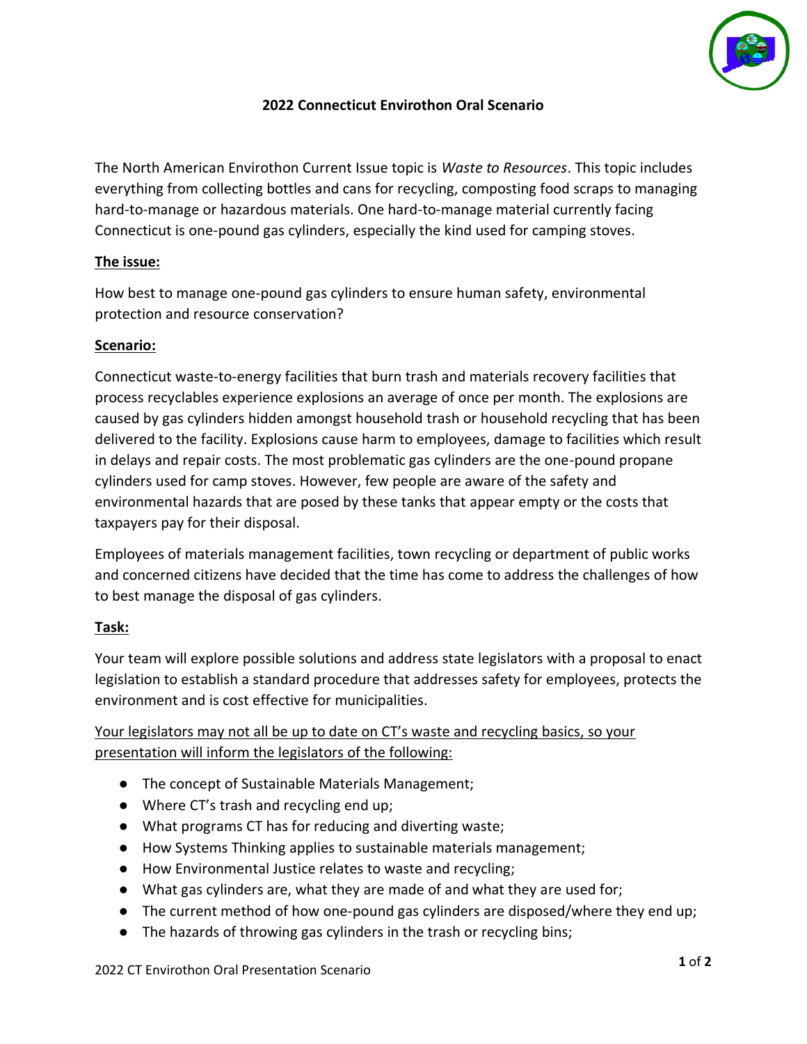# 2022 Connecticut Envirothon Oral Scenario

The North American Envirothon Current Issue topic is *Waste to Resources*. This topic includes everything from collecting bottles and cans for recycling, composting food scraps to managing hard-to-manage or hazardous materials. One hard-to-manage material currently facing Connecticut is one-pound gas cylinders, especially the kind used for camping stoves.

## The issue:

How best to manage one-pound gas cylinders to ensure human safety, environmental protection and resource conservation?

## Scenario:

Connecticut waste-to-energy facilities that burn trash and materials recovery facilities that process recyclables experience explosions an average of once per month. The explosions are caused by gas cylinders hidden amongst household trash or household recycling that has been delivered to the facility. Explosions cause harm to employees, damage to facilities which result in delays and repair costs. The most problematic gas cylinders are the one-pound propane cylinders used for camp stoves. However, few people are aware of the safety and environmental hazards that are posed by these tanks that appear empty or the costs that taxpayers pay for their disposal.

Employees of materials management facilities, town recycling or department of public works and concerned citizens have decided that the time has come to address the challenges of how to best manage the disposal of gas cylinders.

## Task:

Your team will explore possible solutions and address state legislators with a proposal to enact legislation to establish a standard procedure that addresses safety for employees, protects the environment and is cost effective for municipalities.

<u>Your legislators may not all be up to date on CT's waste and recycling basics, so your presentation will inform the legislators of the following:</u>

- The concept of Sustainable Materials Management;
- Where CT's trash and recycling end up;
- What programs CT has for reducing and diverting waste;
- How Systems Thinking applies to sustainable materials management;
- How Environmental Justice relates to waste and recycling;
- What gas cylinders are, what they are made of and what they are used for;
- The current method of how one-pound gas cylinders are disposed/where they end up;
- The hazards of throwing gas cylinders in the trash or recycling bins;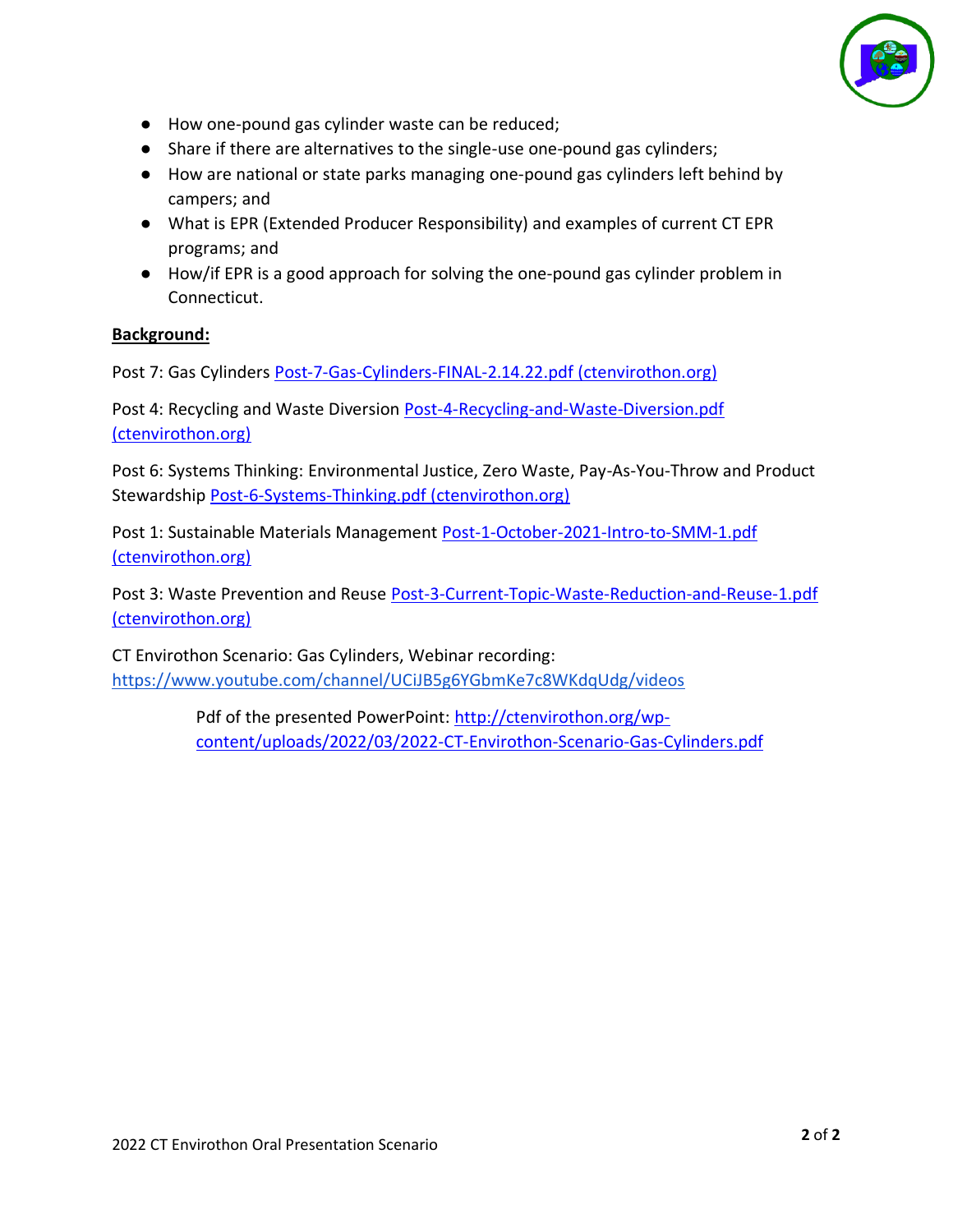- How one-pound gas cylinder waste can be reduced;
- Share if there are alternatives to the single-use one-pound gas cylinders;
- How are national or state parks managing one-pound gas cylinders left behind by campers; and
- What is EPR (Extended Producer Responsibility) and examples of current CT EPR programs; and
- How/if EPR is a good approach for solving the one-pound gas cylinder problem in Connecticut.

**Background:**

Post 7: Gas Cylinders Post-7-Gas-Cylinders-FINAL-2.14.22.pdf (ctenvirothon.org)

Post 4: Recycling and Waste Diversion Post-4-Recycling-and-Waste-Diversion.pdf (ctenvirothon.org)

Post 6: Systems Thinking: Environmental Justice, Zero Waste, Pay-As-You-Throw and Product Stewardship Post-6-Systems-Thinking.pdf (ctenvirothon.org)

Post 1: Sustainable Materials Management Post-1-October-2021-Intro-to-SMM-1.pdf (ctenvirothon.org)

Post 3: Waste Prevention and Reuse Post-3-Current-Topic-Waste-Reduction-and-Reuse-1.pdf (ctenvirothon.org)

CT Envirothon Scenario: Gas Cylinders, Webinar recording:
https://www.youtube.com/channel/UCiJB5g6YGbmKe7c8WKdqUdg/videos

Pdf of the presented PowerPoint: http://ctenvirothon.org/wp-content/uploads/2022/03/2022-CT-Envirothon-Scenario-Gas-Cylinders.pdf

2022 CT Envirothon Oral Presentation Scenario